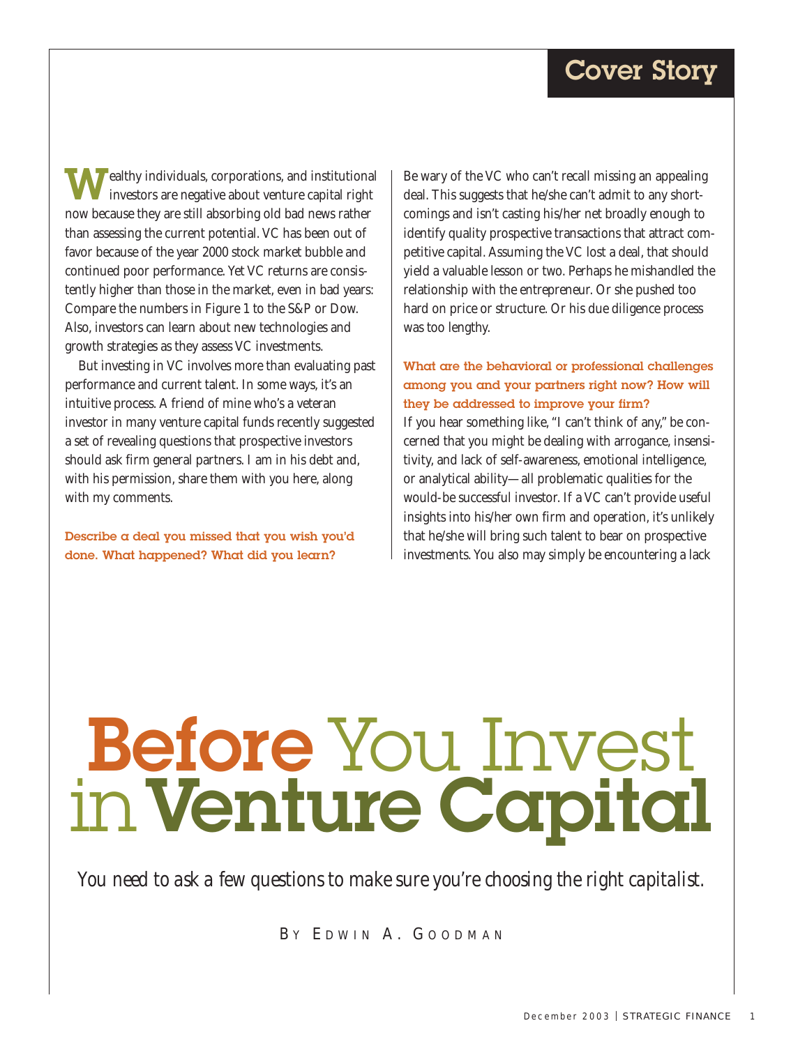# Before You Invest in Venture Capital

*You need to ask a few questions to make sure you're choosing the right capitalist.*

By Edwin A. Goodman

Wealthy individuals, corporations, and institutional investors are negative about venture capital right now because they are still absorbing old bad news rather than assessing the current potential. VC has been out of favor because of the year 2000 stock market bubble and continued poor performance. Yet VC returns are consistently higher than those in the market, even in bad years: Compare the numbers in Figure 1 to the S&P or Dow. Also, investors can learn about new technologies and growth strategies as they assess VC investments.

But investing in VC involves more than evaluating past performance and current talent. In some ways, it's an intuitive process. A friend of mine who's a veteran investor in many venture capital funds recently suggested a set of revealing questions that prospective investors should ask firm general partners. I am in his debt and, with his permission, share them with you here, along with my comments.

**Describe a deal you missed that you wish you'd done. What happened? What did you learn?**

Be wary of the VC who can't recall missing an appealing deal. This suggests that he/she can't admit to any shortcomings and isn't casting his/her net broadly enough to identify quality prospective transactions that attract competitive capital. Assuming the VC lost a deal, that should yield a valuable lesson or two. Perhaps he mishandled the relationship with the entrepreneur. Or she pushed too hard on price or structure. Or his due diligence process was too lengthy.

**What are the behavioral or professional challenges among you and your partners right now? How will they be addressed to improve your firm?**

If you hear something like, "I can't think of any," be concerned that you might be dealing with arrogance, insensitivity, and lack of self-awareness, emotional intelligence, or analytical ability—all problematic qualities for the would-be successful investor. If a VC can't provide useful insights into his/her own firm and operation, it's unlikely that he/she will bring such talent to bear on prospective investments. You also may simply be encountering a lack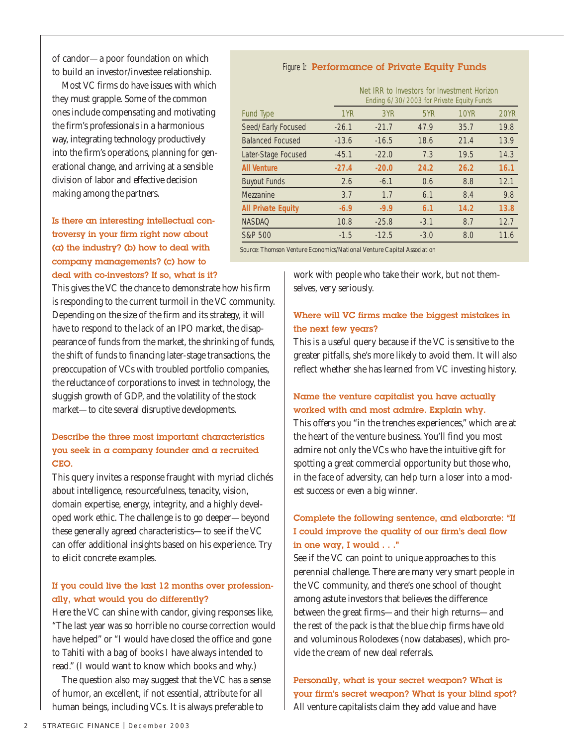of candor—a poor foundation on which to build an investor/investee relationship.

Most VC firms do have issues with which they must grapple. Some of the common ones include compensating and motivating the firm's professionals in a harmonious way, integrating technology productively into the firm's operations, planning for generational change, and arriving at a sensible division of labor and effective decision making among the partners.

Figure 1: **Performance of Private Equity Funds**

| | Net IRR to Investors for Investment Horizon Ending 6/30/2003 for Private Equity Funds | | | | |
|---|---|---|---|---|---|
| Fund Type | 1YR | 3YR | 5YR | 10YR | 20YR |
| Seed/Early Focused | -26.1 | -21.7 | 47.9 | 35.7 | 19.8 |
| Balanced Focused | -13.6 | -16.5 | 18.6 | 21.4 | 13.9 |
| Later-Stage Focused | -45.1 | -22.0 | 7.3 | 19.5 | 14.3 |
| **All Venture** | **-27.4** | **-20.0** | **24.2** | **26.2** | **16.1** |
| Buyout Funds | 2.6 | -6.1 | 0.6 | 8.8 | 12.1 |
| Mezzanine | 3.7 | 1.7 | 6.1 | 8.4 | 9.8 |
| **All Private Equity** | **-6.9** | **-9.9** | **6.1** | **14.2** | **13.8** |
| NASDAQ | 10.8 | -25.8 | -3.1 | 8.7 | 12.7 |
| S&P 500 | -1.5 | -12.5 | -3.0 | 8.0 | 11.6 |

Source: Thomson Venture Economics/National Venture Capital Association

### Is there an interesting intellectual controversy in your firm right now about (a) the industry? (b) how to deal with company managements? (c) how to deal with co-investors? If so, what is it?

This gives the VC the chance to demonstrate how his firm is responding to the current turmoil in the VC community. Depending on the size of the firm and its strategy, it will have to respond to the lack of an IPO market, the disappearance of funds from the market, the shrinking of funds, the shift of funds to financing later-stage transactions, the preoccupation of VCs with troubled portfolio companies, the reluctance of corporations to invest in technology, the sluggish growth of GDP, and the volatility of the stock market—to cite several disruptive developments.

### Describe the three most important characteristics you seek in a company founder and a recruited CEO.

This query invites a response fraught with myriad clichés about intelligence, resourcefulness, tenacity, vision, domain expertise, energy, integrity, and a highly developed work ethic. The challenge is to go deeper—beyond these generally agreed characteristics—to see if the VC can offer additional insights based on his experience. Try to elicit concrete examples.

### If you could live the last 12 months over professionally, what would you do differently?

Here the VC can shine with candor, giving responses like, "The last year was so horrible no course correction would have helped" or "I would have closed the office and gone to Tahiti with a bag of books I have always intended to read." (I would want to know which books and why.)

The question also may suggest that the VC has a sense of humor, an excellent, if not essential, attribute for all human beings, including VCs. It is always preferable to work with people who take their work, but not themselves, very seriously.

### Where will VC firms make the biggest mistakes in the next few years?

This is a useful query because if the VC is sensitive to the greater pitfalls, she's more likely to avoid them. It will also reflect whether she has learned from VC investing history.

### Name the venture capitalist you have actually worked with and most admire. Explain why.

This offers you "in the trenches experiences," which are at the heart of the venture business. You'll find you most admire not only the VCs who have the intuitive gift for spotting a great commercial opportunity but those who, in the face of adversity, can help turn a loser into a modest success or even a big winner.

### Complete the following sentence, and elaborate: "If I could improve the quality of our firm's deal flow in one way, I would . . ."

See if the VC can point to unique approaches to this perennial challenge. There are many very smart people in the VC community, and there's one school of thought among astute investors that believes the difference between the great firms—and their high returns—and the rest of the pack is that the blue chip firms have old and voluminous Rolodexes (now databases), which provide the cream of new deal referrals.

### Personally, what is your secret weapon? What is your firm's secret weapon? What is your blind spot?

All venture capitalists claim they add value and have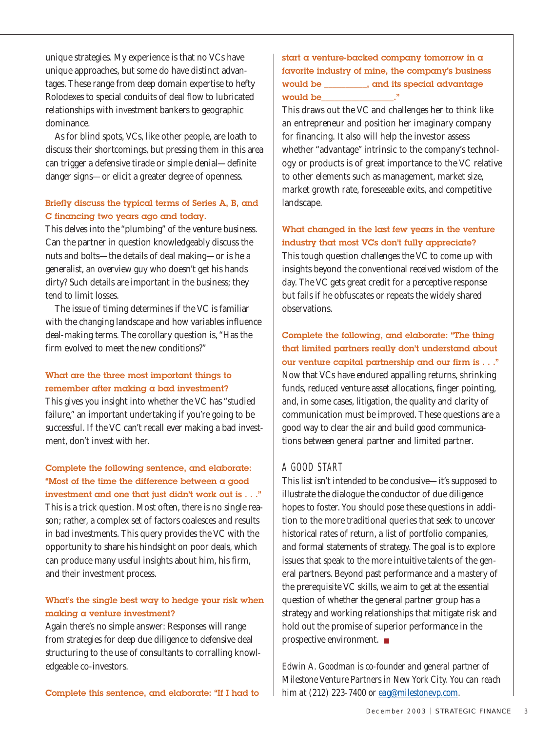unique strategies. My experience is that no VCs have unique approaches, but some do have distinct advantages. These range from deep domain expertise to hefty Rolodexes to special conduits of deal flow to lubricated relationships with investment bankers to geographic dominance.

As for blind spots, VCs, like other people, are loath to discuss their shortcomings, but pressing them in this area can trigger a defensive tirade or simple denial—definite danger signs—or elicit a greater degree of openness.

**Briefly discuss the typical terms of Series A, B, and C financing two years ago and today.**

This delves into the "plumbing" of the venture business. Can the partner in question knowledgeably discuss the nuts and bolts—the details of deal making—or is he a generalist, an overview guy who doesn't get his hands dirty? Such details are important in the business; they tend to limit losses.

The issue of timing determines if the VC is familiar with the changing landscape and how variables influence deal-making terms. The corollary question is, "Has the firm evolved to meet the new conditions?"

**What are the three most important things to remember after making a bad investment?**

This gives you insight into whether the VC has "studied failure," an important undertaking if you're going to be successful. If the VC can't recall ever making a bad investment, don't invest with her.

**Complete the following sentence, and elaborate: "Most of the time the difference between a good investment and one that just didn't work out is . . ."**

This is a trick question. Most often, there is no single reason; rather, a complex set of factors coalesces and results in bad investments. This query provides the VC with the opportunity to share his hindsight on poor deals, which can produce many useful insights about him, his firm, and their investment process.

**What's the single best way to hedge your risk when making a venture investment?**

Again there's no simple answer: Responses will range from strategies for deep due diligence to defensive deal structuring to the use of consultants to corralling knowledgeable co-investors.

**Complete this sentence, and elaborate: "If I had to start a venture-backed company tomorrow in a favorite industry of mine, the company's business would be __________, and its special advantage would be_________________."**

This draws out the VC and challenges her to think like an entrepreneur and position her imaginary company for financing. It also will help the investor assess whether "advantage" intrinsic to the company's technology or products is of great importance to the VC relative to other elements such as management, market size, market growth rate, foreseeable exits, and competitive landscape.

**What changed in the last few years in the venture industry that most VCs don't fully appreciate?**

This tough question challenges the VC to come up with insights beyond the conventional received wisdom of the day. The VC gets great credit for a perceptive response but fails if he obfuscates or repeats the widely shared observations.

**Complete the following, and elaborate: "The thing that limited partners really don't understand about our venture capital partnership and our firm is . . ."**

Now that VCs have endured appalling returns, shrinking funds, reduced venture asset allocations, finger pointing, and, in some cases, litigation, the quality and clarity of communication must be improved. These questions are a good way to clear the air and build good communications between general partner and limited partner.

## A GOOD START

This list isn't intended to be conclusive—it's supposed to illustrate the dialogue the conductor of due diligence hopes to foster. You should pose these questions in addition to the more traditional queries that seek to uncover historical rates of return, a list of portfolio companies, and formal statements of strategy. The goal is to explore issues that speak to the more intuitive talents of the general partners. Beyond past performance and a mastery of the prerequisite VC skills, we aim to get at the essential question of whether the general partner group has a strategy and working relationships that mitigate risk and hold out the promise of superior performance in the prospective environment. ■

*Edwin A. Goodman is co-founder and general partner of Milestone Venture Partners in New York City. You can reach him at (212) 223-7400 or eag@milestonevp.com.*